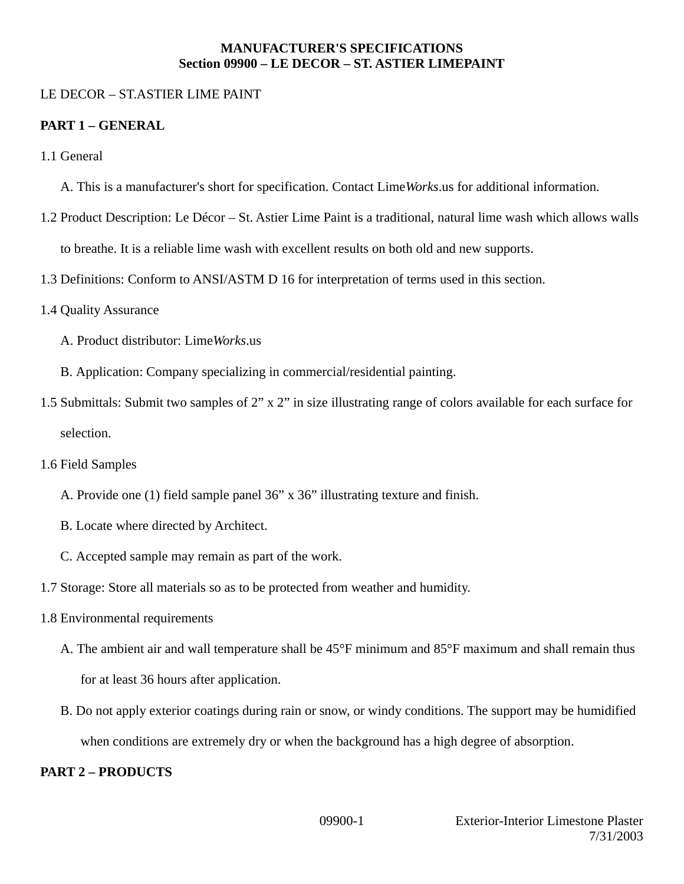**MANUFACTURER'S SPECIFICATIONS**
**Section 09900 – LE DECOR – ST. ASTIER LIMEPAINT**

LE DECOR – ST.ASTIER LIME PAINT

## PART 1 – GENERAL

1.1 General

A. This is a manufacturer's short for specification. Contact Lime*Works*.us for additional information.

1.2 Product Description: Le Décor – St. Astier Lime Paint is a traditional, natural lime wash which allows walls to breathe. It is a reliable lime wash with excellent results on both old and new supports.

1.3 Definitions: Conform to ANSI/ASTM D 16 for interpretation of terms used in this section.

1.4 Quality Assurance

A. Product distributor: Lime*Works*.us

B. Application: Company specializing in commercial/residential painting.

1.5 Submittals: Submit two samples of 2” x 2” in size illustrating range of colors available for each surface for selection.

1.6 Field Samples

A. Provide one (1) field sample panel 36” x 36” illustrating texture and finish.

B. Locate where directed by Architect.

C. Accepted sample may remain as part of the work.

1.7 Storage: Store all materials so as to be protected from weather and humidity.

1.8 Environmental requirements

A. The ambient air and wall temperature shall be 45°F minimum and 85°F maximum and shall remain thus for at least 36 hours after application.

B. Do not apply exterior coatings during rain or snow, or windy conditions. The support may be humidified when conditions are extremely dry or when the background has a high degree of absorption.

## PART 2 – PRODUCTS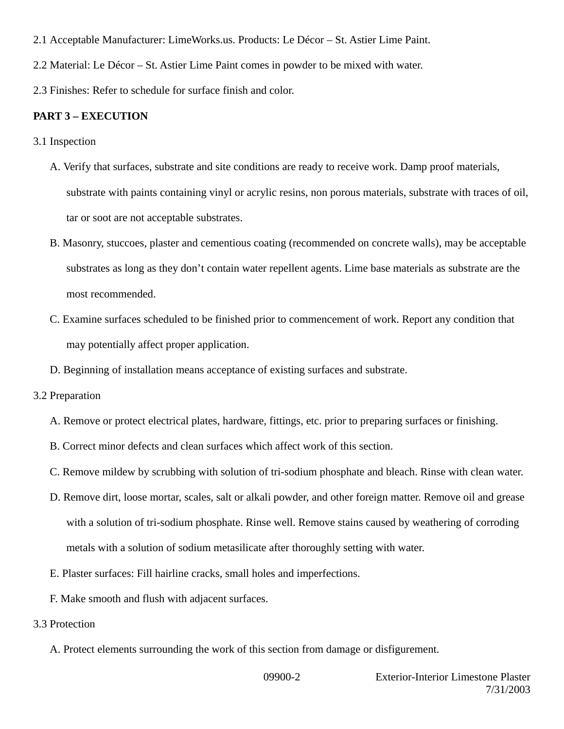2.1 Acceptable Manufacturer: LimeWorks.us. Products: Le Décor – St. Astier Lime Paint.

2.2 Material: Le Décor – St. Astier Lime Paint comes in powder to be mixed with water.

2.3 Finishes: Refer to schedule for surface finish and color.

**PART 3 – EXECUTION**

3.1 Inspection

A. Verify that surfaces, substrate and site conditions are ready to receive work. Damp proof materials, substrate with paints containing vinyl or acrylic resins, non porous materials, substrate with traces of oil, tar or soot are not acceptable substrates.

B. Masonry, stuccoes, plaster and cementious coating (recommended on concrete walls), may be acceptable substrates as long as they don't contain water repellent agents. Lime base materials as substrate are the most recommended.

C. Examine surfaces scheduled to be finished prior to commencement of work. Report any condition that may potentially affect proper application.

D. Beginning of installation means acceptance of existing surfaces and substrate.

3.2 Preparation

A. Remove or protect electrical plates, hardware, fittings, etc. prior to preparing surfaces or finishing.

B. Correct minor defects and clean surfaces which affect work of this section.

C. Remove mildew by scrubbing with solution of tri-sodium phosphate and bleach. Rinse with clean water.

D. Remove dirt, loose mortar, scales, salt or alkali powder, and other foreign matter. Remove oil and grease with a solution of tri-sodium phosphate. Rinse well. Remove stains caused by weathering of corroding metals with a solution of sodium metasilicate after thoroughly setting with water.

E. Plaster surfaces: Fill hairline cracks, small holes and imperfections.

F. Make smooth and flush with adjacent surfaces.

3.3 Protection

A. Protect elements surrounding the work of this section from damage or disfigurement.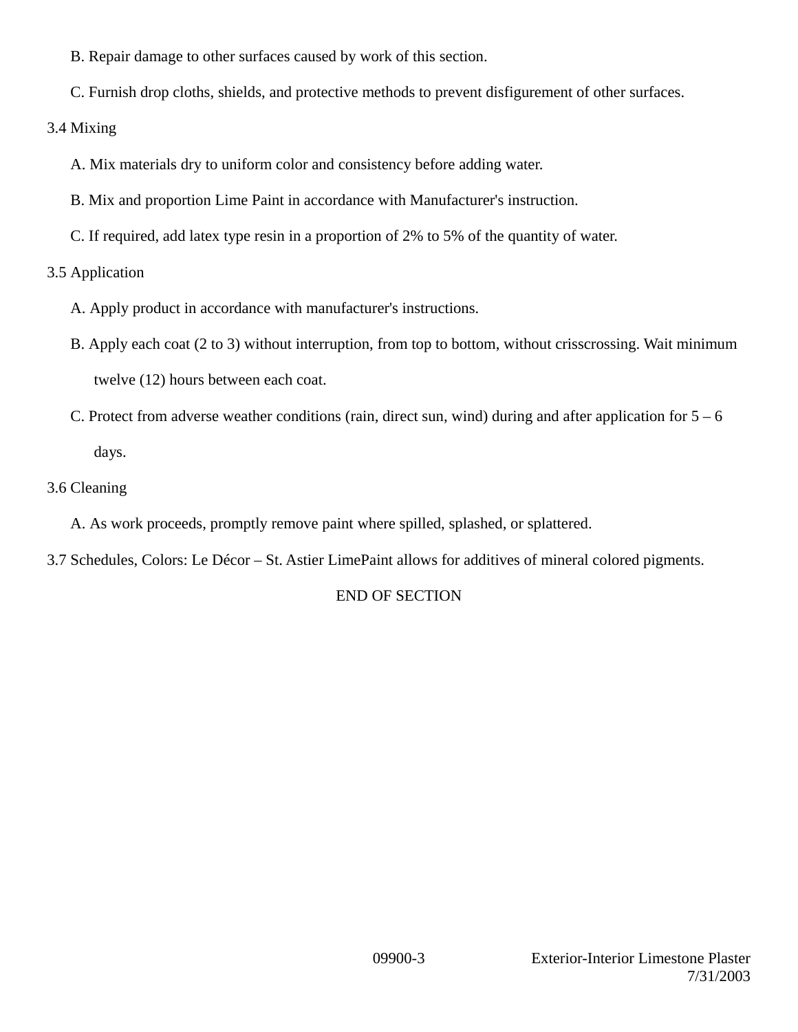B. Repair damage to other surfaces caused by work of this section.

C. Furnish drop cloths, shields, and protective methods to prevent disfigurement of other surfaces.

3.4 Mixing

A. Mix materials dry to uniform color and consistency before adding water.

B. Mix and proportion Lime Paint in accordance with Manufacturer's instruction.

C. If required, add latex type resin in a proportion of 2% to 5% of the quantity of water.

3.5 Application

A. Apply product in accordance with manufacturer's instructions.

B. Apply each coat (2 to 3) without interruption, from top to bottom, without crisscrossing. Wait minimum twelve (12) hours between each coat.

C. Protect from adverse weather conditions (rain, direct sun, wind) during and after application for 5 – 6 days.

3.6 Cleaning

A. As work proceeds, promptly remove paint where spilled, splashed, or splattered.

3.7 Schedules, Colors: Le Décor – St. Astier LimePaint allows for additives of mineral colored pigments.

END OF SECTION